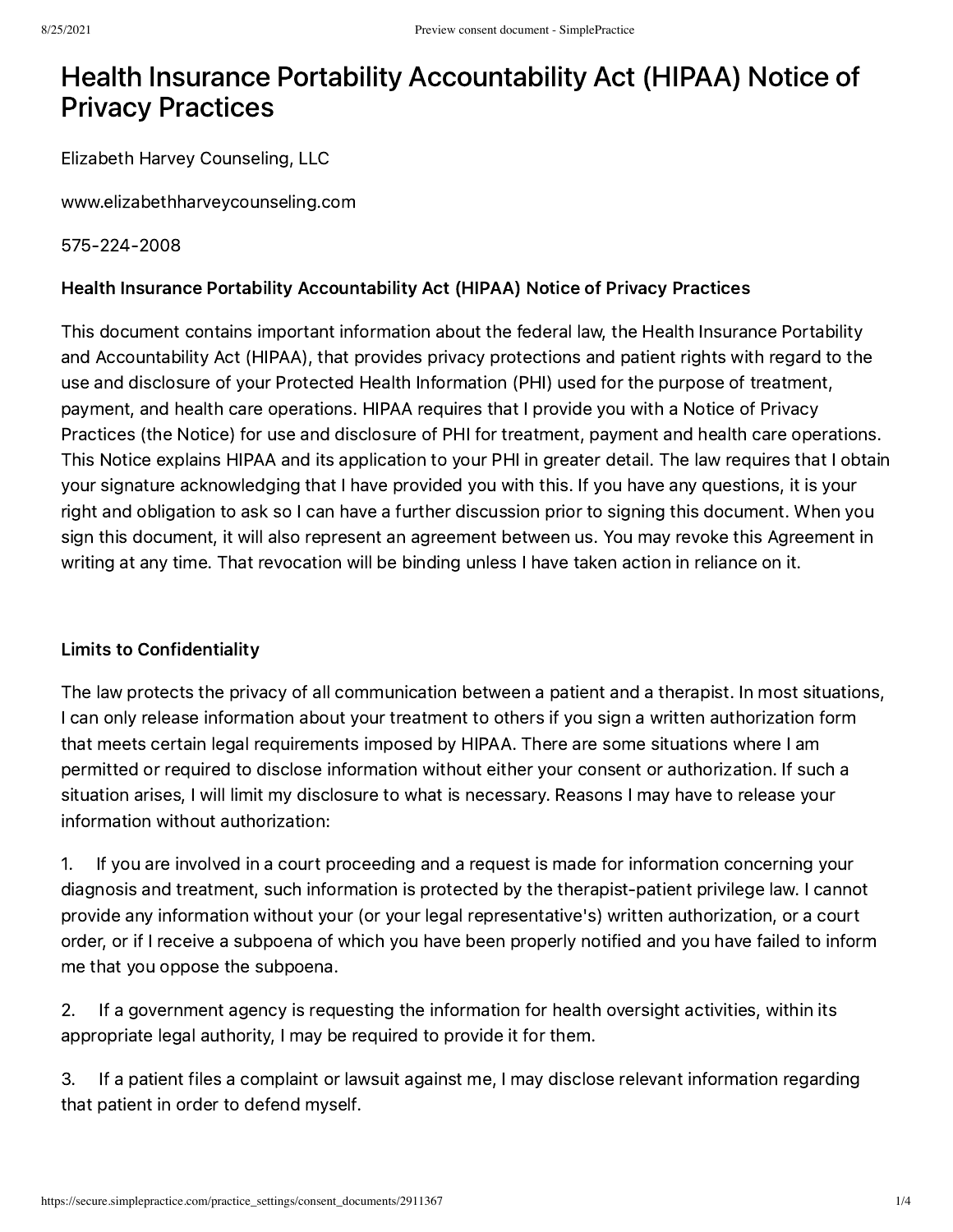# Health Insurance Portability Accountability Act (HIPAA) Notice of Privacy Practices

Elizabeth Harvey Counseling, LLC

www.elizabethharveycounseling.com

575-224-2008

### Health Insurance Portability Accountability Act (HIPAA) Notice of Privacy Practices

This document contains important information about the federal law, the Health Insurance Portability and Accountability Act (HIPAA), that provides privacy protections and patient rights with regard to the use and disclosure of your Protected Health Information (PHI) used for the purpose of treatment, payment, and health care operations. HIPAA requires that I provide you with a Notice of Privacy Practices (the Notice) for use and disclosure of PHI for treatment, payment and health care operations. This Notice explains HIPAA and its application to your PHI in greater detail. The law requires that I obtain your signature acknowledging that I have provided you with this. If you have any questions, it is your right and obligation to ask so I can have a further discussion prior to signing this document. When you sign this document, it will also represent an agreement between us. You may revoke this Agreement in writing at any time. That revocation will be binding unless I have taken action in reliance on it.

### Limits to Confidentiality

The law protects the privacy of all communication between a patient and a therapist. In most situations, I can only release information about your treatment to others if you sign a written authorization form that meets certain legal requirements imposed by HIPAA. There are some situations where I am permitted or required to disclose information without either your consent or authorization. If such a situation arises, I will limit my disclosure to what is necessary. Reasons I may have to release your information without authorization:

1. If you are involved in a court proceeding and a request is made for information concerning your diagnosis and treatment, such information is protected by the therapist-patient privilege law. I cannot provide any information without your (or your legal representative's) written authorization, or a court order, or if I receive a subpoena of which you have been properly notified and you have failed to inform me that you oppose the subpoena.

2. If a government agency is requesting the information for health oversight activities, within its appropriate legal authority, I may be required to provide it for them.

3. If a patient files a complaint or lawsuit against me, I may disclose relevant information regarding that patient in order to defend myself.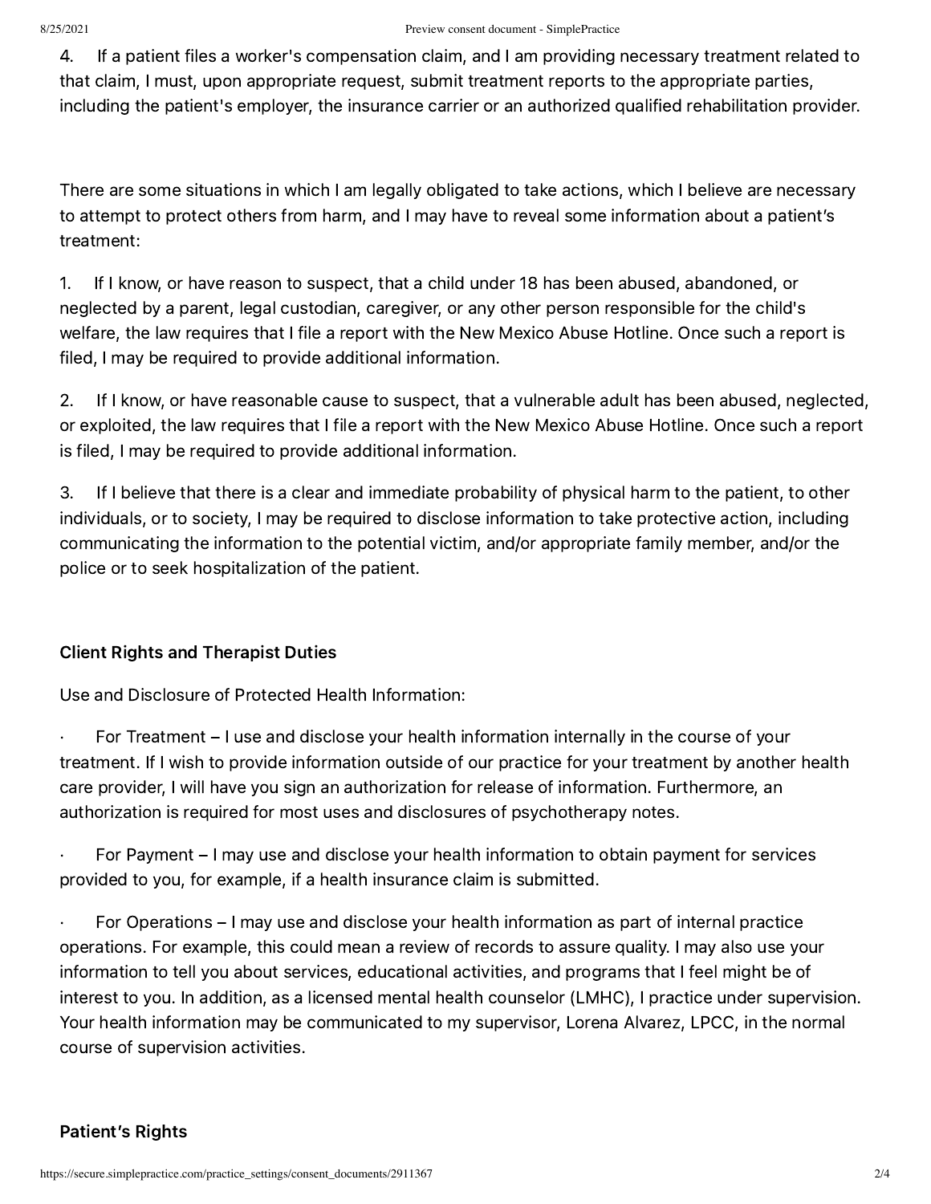4. If a patient files a worker's compensation claim, and I am providing necessary treatment related to that claim, I must, upon appropriate request, submit treatment reports to the appropriate parties, including the patient's employer, the insurance carrier or an authorized qualified rehabilitation provider.

There are some situations in which I am legally obligated to take actions, which I believe are necessary to attempt to protect others from harm, and I may have to reveal some information about a patient's treatment:

1. If I know, or have reason to suspect, that a child under 18 has been abused, abandoned, or neglected by a parent, legal custodian, caregiver, or any other person responsible for the child's welfare, the law requires that I file a report with the New Mexico Abuse Hotline. Once such a report is filed, I may be required to provide additional information.

2. If I know, or have reasonable cause to suspect, that a vulnerable adult has been abused, neglected, or exploited, the law requires that I file a report with the New Mexico Abuse Hotline. Once such a report is filed, I may be required to provide additional information.

3. If I believe that there is a clear and immediate probability of physical harm to the patient, to other individuals, or to society, I may be required to disclose information to take protective action, including communicating the information to the potential victim, and/or appropriate family member, and/or the police or to seek hospitalization of the patient.

### Client Rights and Therapist Duties

Use and Disclosure of Protected Health Information:

- For Treatment – I use and disclose your health information internally in the course of your treatment. If I wish to provide information outside of our practice for your treatment by another health care provider, I will have you sign an authorization for release of information. Furthermore, an authorization is required for most uses and disclosures of psychotherapy notes.

- For Payment – I may use and disclose your health information to obtain payment for services provided to you, for example, if a health insurance claim is submitted.

- For Operations – I may use and disclose your health information as part of internal practice operations. For example, this could mean a review of records to assure quality. I may also use your information to tell you about services, educational activities, and programs that I feel might be of interest to you. In addition, as a licensed mental health counselor (LMHC), I practice under supervision. Your health information may be communicated to my supervisor, Lorena Alvarez, LPCC, in the normal course of supervision activities.

### Patient's Rights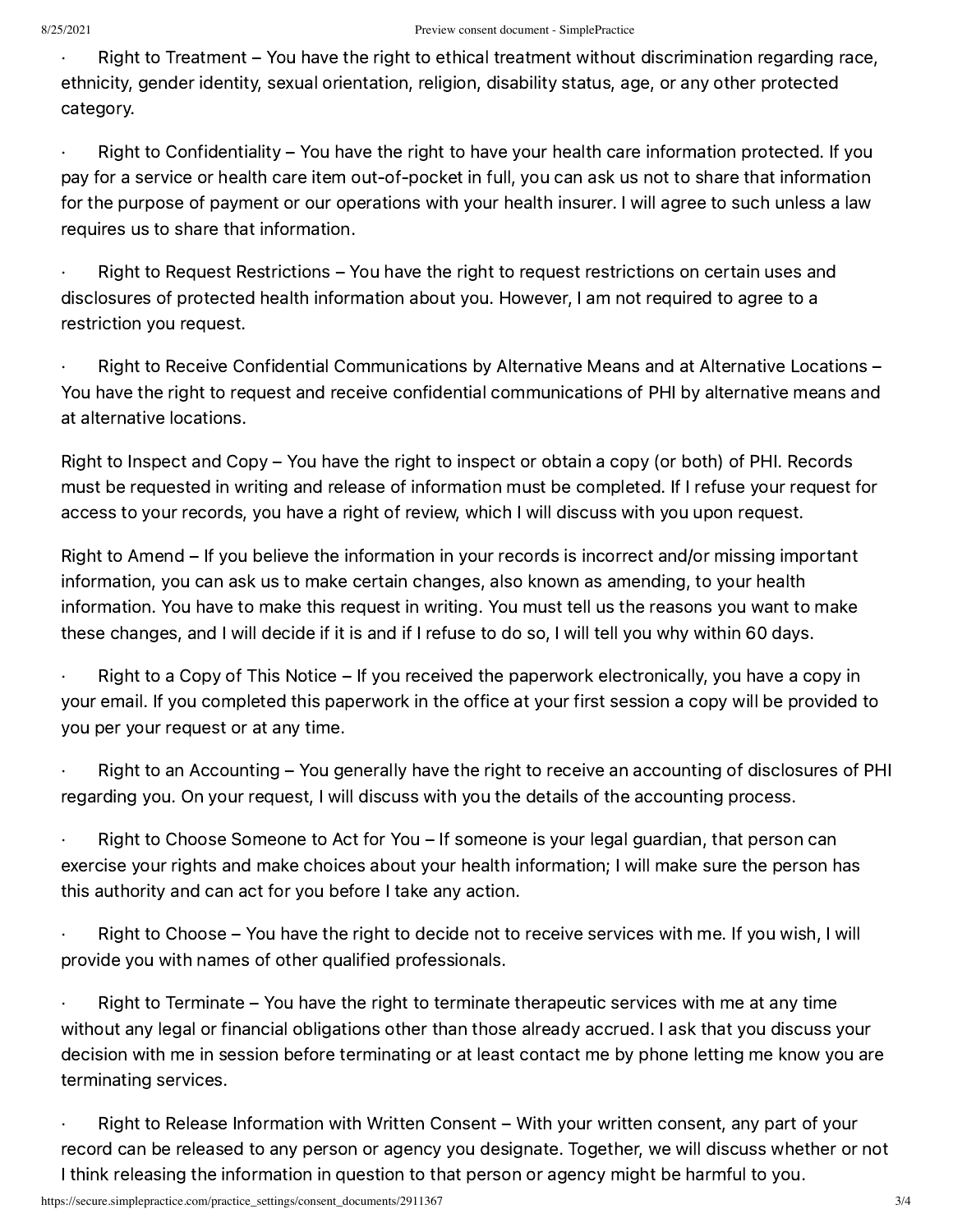- Right to Treatment – You have the right to ethical treatment without discrimination regarding race, ethnicity, gender identity, sexual orientation, religion, disability status, age, or any other protected category.

- Right to Confidentiality – You have the right to have your health care information protected. If you pay for a service or health care item out-of-pocket in full, you can ask us not to share that information for the purpose of payment or our operations with your health insurer. I will agree to such unless a law requires us to share that information.

- Right to Request Restrictions – You have the right to request restrictions on certain uses and disclosures of protected health information about you. However, I am not required to agree to a restriction you request.

- Right to Receive Confidential Communications by Alternative Means and at Alternative Locations – You have the right to request and receive confidential communications of PHI by alternative means and at alternative locations.

Right to Inspect and Copy – You have the right to inspect or obtain a copy (or both) of PHI. Records must be requested in writing and release of information must be completed. If I refuse your request for access to your records, you have a right of review, which I will discuss with you upon request.

Right to Amend – If you believe the information in your records is incorrect and/or missing important information, you can ask us to make certain changes, also known as amending, to your health information. You have to make this request in writing. You must tell us the reasons you want to make these changes, and I will decide if it is and if I refuse to do so, I will tell you why within 60 days.

- Right to a Copy of This Notice – If you received the paperwork electronically, you have a copy in your email. If you completed this paperwork in the office at your first session a copy will be provided to you per your request or at any time.

- Right to an Accounting – You generally have the right to receive an accounting of disclosures of PHI regarding you. On your request, I will discuss with you the details of the accounting process.

- Right to Choose Someone to Act for You – If someone is your legal guardian, that person can exercise your rights and make choices about your health information; I will make sure the person has this authority and can act for you before I take any action.

- Right to Choose – You have the right to decide not to receive services with me. If you wish, I will provide you with names of other qualified professionals.

- Right to Terminate – You have the right to terminate therapeutic services with me at any time without any legal or financial obligations other than those already accrued. I ask that you discuss your decision with me in session before terminating or at least contact me by phone letting me know you are terminating services.

- Right to Release Information with Written Consent – With your written consent, any part of your record can be released to any person or agency you designate. Together, we will discuss whether or not I think releasing the information in question to that person or agency might be harmful to you.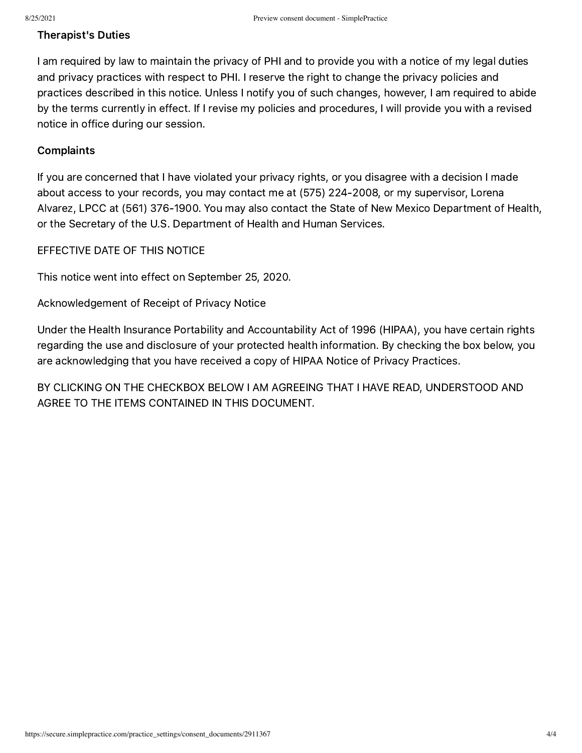### Therapist's Duties

I am required by law to maintain the privacy of PHI and to provide you with a notice of my legal duties and privacy practices with respect to PHI. I reserve the right to change the privacy policies and practices described in this notice. Unless I notify you of such changes, however, I am required to abide by the terms currently in effect. If I revise my policies and procedures, I will provide you with a revised notice in office during our session.

### Complaints

If you are concerned that I have violated your privacy rights, or you disagree with a decision I made about access to your records, you may contact me at (575) 224-2008, or my supervisor, Lorena Alvarez, LPCC at (561) 376-1900. You may also contact the State of New Mexico Department of Health, or the Secretary of the U.S. Department of Health and Human Services.

EFFECTIVE DATE OF THIS NOTICE

This notice went into effect on September 25, 2020.

Acknowledgement of Receipt of Privacy Notice

Under the Health Insurance Portability and Accountability Act of 1996 (HIPAA), you have certain rights regarding the use and disclosure of your protected health information. By checking the box below, you are acknowledging that you have received a copy of HIPAA Notice of Privacy Practices.

BY CLICKING ON THE CHECKBOX BELOW I AM AGREEING THAT I HAVE READ, UNDERSTOOD AND AGREE TO THE ITEMS CONTAINED IN THIS DOCUMENT.